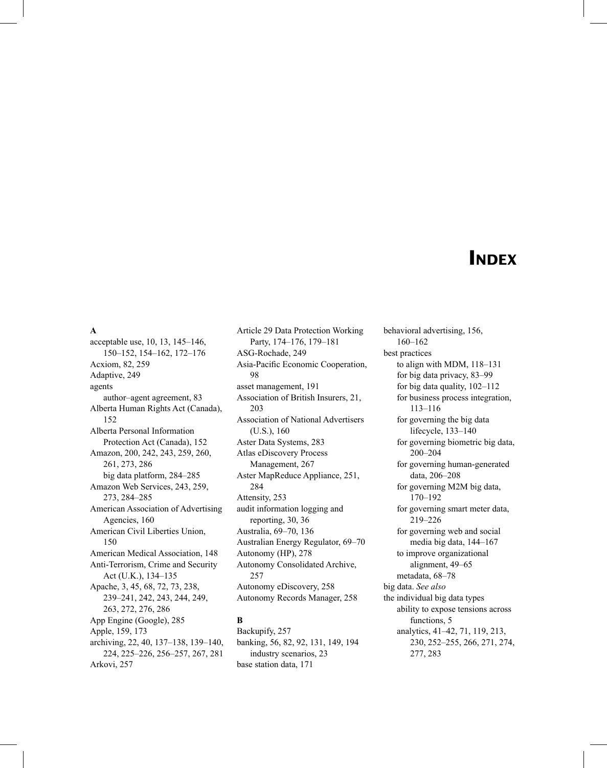# Index

**A**

acceptable use, 10, 13, 145–146, 150–152, 154–162, 172–176
Acxiom, 82, 259
Adaptive, 249
agents
    author–agent agreement, 83
Alberta Human Rights Act (Canada), 152
Alberta Personal Information Protection Act (Canada), 152
Amazon, 200, 242, 243, 259, 260, 261, 273, 286
    big data platform, 284–285
Amazon Web Services, 243, 259, 273, 284–285
American Association of Advertising Agencies, 160
American Civil Liberties Union, 150
American Medical Association, 148
Anti-Terrorism, Crime and Security Act (U.K.), 134–135
Apache, 3, 45, 68, 72, 73, 238, 239–241, 242, 243, 244, 249, 263, 272, 276, 286
App Engine (Google), 285
Apple, 159, 173
archiving, 22, 40, 137–138, 139–140, 224, 225–226, 256–257, 267, 281
Arkovi, 257
Article 29 Data Protection Working Party, 174–176, 179–181
ASG-Rochade, 249
Asia-Pacific Economic Cooperation, 98
asset management, 191
Association of British Insurers, 21, 203
Association of National Advertisers (U.S.), 160
Aster Data Systems, 283
Atlas eDiscovery Process Management, 267
Aster MapReduce Appliance, 251, 284
Attensity, 253
audit information logging and reporting, 30, 36
Australia, 69–70, 136
Australian Energy Regulator, 69–70
Autonomy (HP), 278
Autonomy Consolidated Archive, 257
Autonomy eDiscovery, 258
Autonomy Records Manager, 258

**B**

Backupify, 257
banking, 56, 82, 92, 131, 149, 194
    industry scenarios, 23
base station data, 171
behavioral advertising, 156, 160–162
best practices
    to align with MDM, 118–131
    for big data privacy, 83–99
    for big data quality, 102–112
    for business process integration, 113–116
    for governing the big data lifecycle, 133–140
    for governing biometric big data, 200–204
    for governing human-generated data, 206–208
    for governing M2M big data, 170–192
    for governing smart meter data, 219–226
    for governing web and social media big data, 144–167
    to improve organizational alignment, 49–65
    metadata, 68–78
big data. *See also* the individual big data types
    ability to expose tensions across functions, 5
    analytics, 41–42, 71, 119, 213, 230, 252–255, 266, 271, 274, 277, 283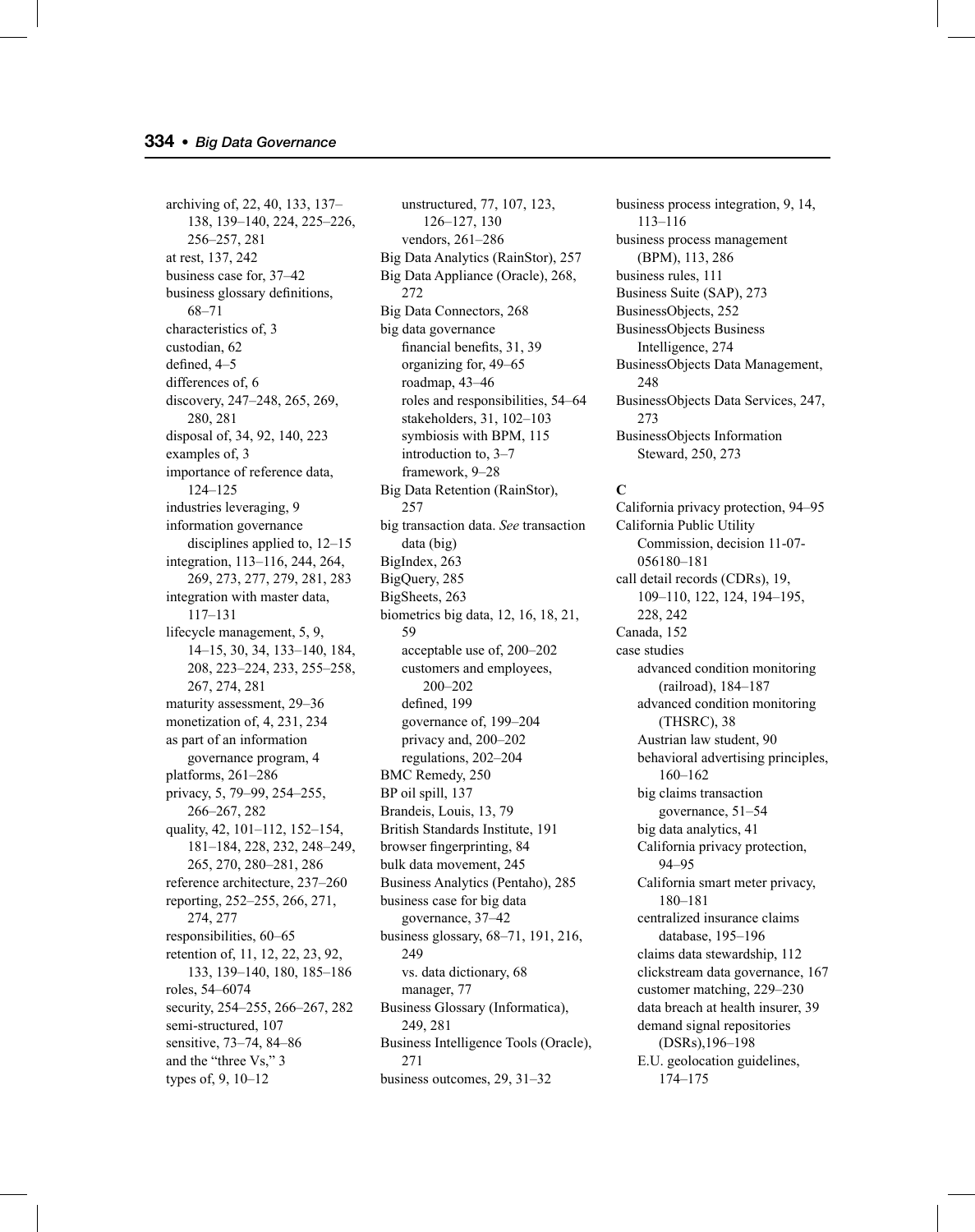archiving of, 22, 40, 133, 137–138, 139–140, 224, 225–226, 256–257, 281
at rest, 137, 242
business case for, 37–42
business glossary definitions, 68–71
characteristics of, 3
custodian, 62
defined, 4–5
differences of, 6
discovery, 247–248, 265, 269, 280, 281
disposal of, 34, 92, 140, 223
examples of, 3
importance of reference data, 124–125
industries leveraging, 9
information governance disciplines applied to, 12–15
integration, 113–116, 244, 264, 269, 273, 277, 279, 281, 283
integration with master data, 117–131
lifecycle management, 5, 9, 14–15, 30, 34, 133–140, 184, 208, 223–224, 233, 255–258, 267, 274, 281
maturity assessment, 29–36
monetization of, 4, 231, 234
as part of an information governance program, 4
platforms, 261–286
privacy, 5, 79–99, 254–255, 266–267, 282
quality, 42, 101–112, 152–154, 181–184, 228, 232, 248–249, 265, 270, 280–281, 286
reference architecture, 237–260
reporting, 252–255, 266, 271, 274, 277
responsibilities, 60–65
retention of, 11, 12, 22, 23, 92, 133, 139–140, 180, 185–186
roles, 54–6074
security, 254–255, 266–267, 282
semi-structured, 107
sensitive, 73–74, 84–86
and the "three Vs," 3
types of, 9, 10–12
unstructured, 77, 107, 123, 126–127, 130
vendors, 261–286

Big Data Analytics (RainStor), 257
Big Data Appliance (Oracle), 268, 272
Big Data Connectors, 268
big data governance
  financial benefits, 31, 39
  organizing for, 49–65
  roadmap, 43–46
  roles and responsibilities, 54–64
  stakeholders, 31, 102–103
  symbiosis with BPM, 115
  introduction to, 3–7
  framework, 9–28
Big Data Retention (RainStor), 257
big transaction data. *See* transaction data (big)
BigIndex, 263
BigQuery, 285
BigSheets, 263
biometrics big data, 12, 16, 18, 21, 59
  acceptable use of, 200–202
  customers and employees, 200–202
  defined, 199
  governance of, 199–204
  privacy and, 200–202
  regulations, 202–204
BMC Remedy, 250
BP oil spill, 137
Brandeis, Louis, 13, 79
British Standards Institute, 191
browser fingerprinting, 84
bulk data movement, 245
Business Analytics (Pentaho), 285
business case for big data governance, 37–42
business glossary, 68–71, 191, 216, 249
  vs. data dictionary, 68
  manager, 77
Business Glossary (Informatica), 249, 281
Business Intelligence Tools (Oracle), 271
business outcomes, 29, 31–32
business process integration, 9, 14, 113–116
business process management (BPM), 113, 286
business rules, 111
Business Suite (SAP), 273
BusinessObjects, 252
BusinessObjects Business Intelligence, 274
BusinessObjects Data Management, 248
BusinessObjects Data Services, 247, 273
BusinessObjects Information Steward, 250, 273

**C**

California privacy protection, 94–95
California Public Utility Commission, decision 11-07-056180–181
call detail records (CDRs), 19, 109–110, 122, 124, 194–195, 228, 242
Canada, 152
case studies
  advanced condition monitoring (railroad), 184–187
  advanced condition monitoring (THSRC), 38
  Austrian law student, 90
  behavioral advertising principles, 160–162
  big claims transaction governance, 51–54
  big data analytics, 41
  California privacy protection, 94–95
  California smart meter privacy, 180–181
  centralized insurance claims database, 195–196
  claims data stewardship, 112
  clickstream data governance, 167
  customer matching, 229–230
  data breach at health insurer, 39
  demand signal repositories (DSRs),196–198
  E.U. geolocation guidelines, 174–175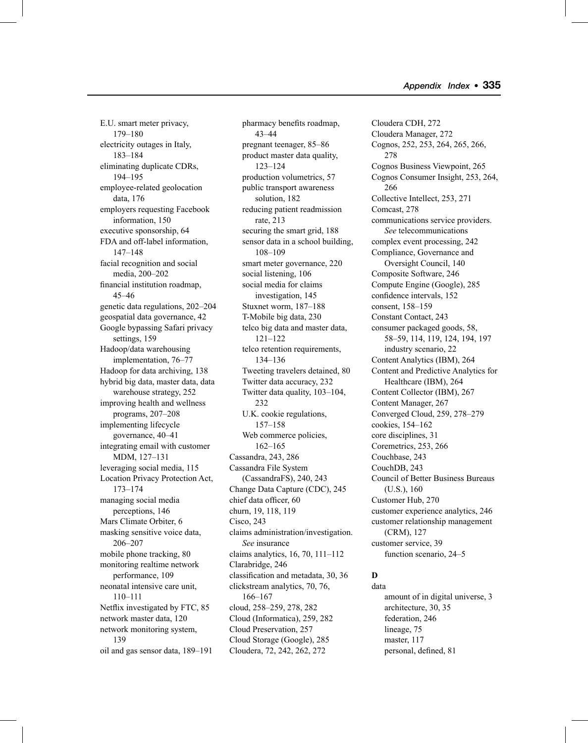E.U. smart meter privacy, 179–180
electricity outages in Italy, 183–184
eliminating duplicate CDRs, 194–195
employee-related geolocation data, 176
employers requesting Facebook information, 150
executive sponsorship, 64
FDA and off-label information, 147–148
facial recognition and social media, 200–202
financial institution roadmap, 45–46
genetic data regulations, 202–204
geospatial data governance, 42
Google bypassing Safari privacy settings, 159
Hadoop/data warehousing implementation, 76–77
Hadoop for data archiving, 138
hybrid big data, master data, data warehouse strategy, 252
improving health and wellness programs, 207–208
implementing lifecycle governance, 40–41
integrating email with customer MDM, 127–131
leveraging social media, 115
Location Privacy Protection Act, 173–174
managing social media perceptions, 146
Mars Climate Orbiter, 6
masking sensitive voice data, 206–207
mobile phone tracking, 80
monitoring realtime network performance, 109
neonatal intensive care unit, 110–111
Netflix investigated by FTC, 85
network master data, 120
network monitoring system, 139
oil and gas sensor data, 189–191
pharmacy benefits roadmap, 43–44
pregnant teenager, 85–86
product master data quality, 123–124
production volumetrics, 57
public transport awareness solution, 182
reducing patient readmission rate, 213
securing the smart grid, 188
sensor data in a school building, 108–109
smart meter governance, 220
social listening, 106
social media for claims investigation, 145
Stuxnet worm, 187–188
T-Mobile big data, 230
telco big data and master data, 121–122
telco retention requirements, 134–136
Tweeting travelers detained, 80
Twitter data accuracy, 232
Twitter data quality, 103–104, 232
U.K. cookie regulations, 157–158
Web commerce policies, 162–165

Cassandra, 243, 286
Cassandra File System (CassandraFS), 240, 243
Change Data Capture (CDC), 245
chief data officer, 60
churn, 19, 118, 119
Cisco, 243
claims administration/investigation. *See* insurance
claims analytics, 16, 70, 111–112
Clarabridge, 246
classification and metadata, 30, 36
clickstream analytics, 70, 76, 166–167
cloud, 258–259, 278, 282
Cloud (Informatica), 259, 282
Cloud Preservation, 257
Cloud Storage (Google), 285
Cloudera, 72, 242, 262, 272
Cloudera CDH, 272
Cloudera Manager, 272
Cognos, 252, 253, 264, 265, 266, 278
Cognos Business Viewpoint, 265
Cognos Consumer Insight, 253, 264, 266
Collective Intellect, 253, 271
Comcast, 278
communications service providers. *See* telecommunications
complex event processing, 242
Compliance, Governance and Oversight Council, 140
Composite Software, 246
Compute Engine (Google), 285
confidence intervals, 152
consent, 158–159
Constant Contact, 243
consumer packaged goods, 58, 58–59, 114, 119, 124, 194, 197
  industry scenario, 22
Content Analytics (IBM), 264
Content and Predictive Analytics for Healthcare (IBM), 264
Content Collector (IBM), 267
Content Manager, 267
Converged Cloud, 259, 278–279
cookies, 154–162
core disciplines, 31
Coremetrics, 253, 266
Couchbase, 243
CouchDB, 243
Council of Better Business Bureaus (U.S.), 160
Customer Hub, 270
customer experience analytics, 246
customer relationship management (CRM), 127
customer service, 39
  function scenario, 24–5

**D**

data
  amount of in digital universe, 3
  architecture, 30, 35
  federation, 246
  lineage, 75
  master, 117
  personal, defined, 81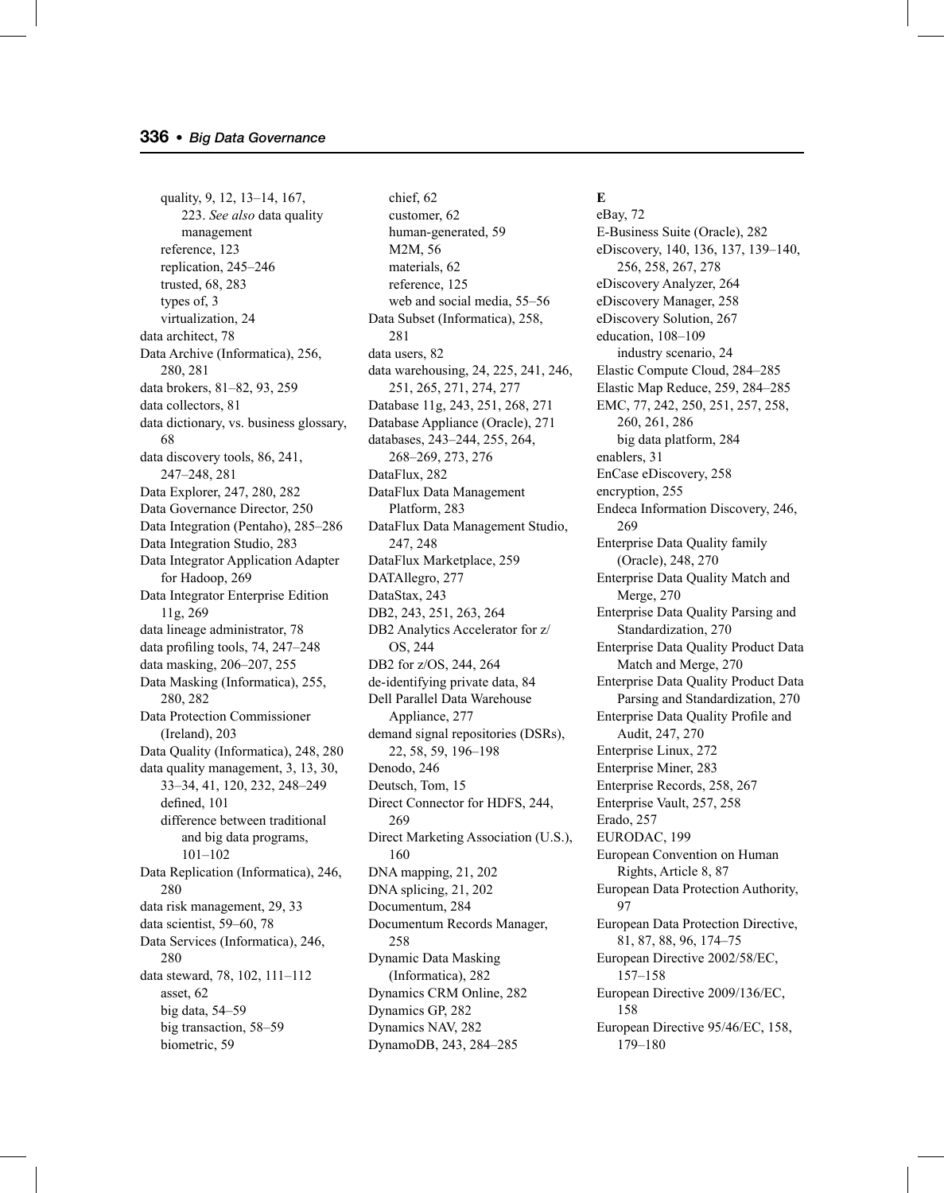- quality, 9, 12, 13–14, 167, 223. *See also* data quality management
  - reference, 123
  - replication, 245–246
  - trusted, 68, 283
  - types of, 3
  - virtualization, 24
- data architect, 78
- Data Archive (Informatica), 256, 280, 281
- data brokers, 81–82, 93, 259
- data collectors, 81
- data dictionary, vs. business glossary, 68
- data discovery tools, 86, 241, 247–248, 281
- Data Explorer, 247, 280, 282
- Data Governance Director, 250
- Data Integration (Pentaho), 285–286
- Data Integration Studio, 283
- Data Integrator Application Adapter for Hadoop, 269
- Data Integrator Enterprise Edition 11g, 269
- data lineage administrator, 78
- data profiling tools, 74, 247–248
- data masking, 206–207, 255
- Data Masking (Informatica), 255, 280, 282
- Data Protection Commissioner (Ireland), 203
- Data Quality (Informatica), 248, 280
- data quality management, 3, 13, 30, 33–34, 41, 120, 232, 248–249
  - defined, 101
  - difference between traditional and big data programs, 101–102
- Data Replication (Informatica), 246, 280
- data risk management, 29, 33
- data scientist, 59–60, 78
- Data Services (Informatica), 246, 280
- data steward, 78, 102, 111–112
  - asset, 62
  - big data, 54–59
  - big transaction, 58–59
  - biometric, 59
  - chief, 62
  - customer, 62
  - human-generated, 59
  - M2M, 56
  - materials, 62
  - reference, 125
  - web and social media, 55–56
- Data Subset (Informatica), 258, 281
- data users, 82
- data warehousing, 24, 225, 241, 246, 251, 265, 271, 274, 277
- Database 11g, 243, 251, 268, 271
- Database Appliance (Oracle), 271
- databases, 243–244, 255, 264, 268–269, 273, 276
- DataFlux, 282
- DataFlux Data Management Platform, 283
- DataFlux Data Management Studio, 247, 248
- DataFlux Marketplace, 259
- DATAllegro, 277
- DataStax, 243
- DB2, 243, 251, 263, 264
- DB2 Analytics Accelerator for z/OS, 244
- DB2 for z/OS, 244, 264
- de-identifying private data, 84
- Dell Parallel Data Warehouse Appliance, 277
- demand signal repositories (DSRs), 22, 58, 59, 196–198
- Denodo, 246
- Deutsch, Tom, 15
- Direct Connector for HDFS, 244, 269
- Direct Marketing Association (U.S.), 160
- DNA mapping, 21, 202
- DNA splicing, 21, 202
- Documentum, 284
- Documentum Records Manager, 258
- Dynamic Data Masking (Informatica), 282
- Dynamics CRM Online, 282
- Dynamics GP, 282
- Dynamics NAV, 282
- DynamoDB, 243, 284–285

**E**

- eBay, 72
- E-Business Suite (Oracle), 282
- eDiscovery, 140, 136, 137, 139–140, 256, 258, 267, 278
- eDiscovery Analyzer, 264
- eDiscovery Manager, 258
- eDiscovery Solution, 267
- education, 108–109
  - industry scenario, 24
- Elastic Compute Cloud, 284–285
- Elastic Map Reduce, 259, 284–285
- EMC, 77, 242, 250, 251, 257, 258, 260, 261, 286
  - big data platform, 284
- enablers, 31
- EnCase eDiscovery, 258
- encryption, 255
- Endeca Information Discovery, 246, 269
- Enterprise Data Quality family (Oracle), 248, 270
- Enterprise Data Quality Match and Merge, 270
- Enterprise Data Quality Parsing and Standardization, 270
- Enterprise Data Quality Product Data Match and Merge, 270
- Enterprise Data Quality Product Data Parsing and Standardization, 270
- Enterprise Data Quality Profile and Audit, 247, 270
- Enterprise Linux, 272
- Enterprise Miner, 283
- Enterprise Records, 258, 267
- Enterprise Vault, 257, 258
- Erado, 257
- EURODAC, 199
- European Convention on Human Rights, Article 8, 87
- European Data Protection Authority, 97
- European Data Protection Directive, 81, 87, 88, 96, 174–75
- European Directive 2002/58/EC, 157–158
- European Directive 2009/136/EC, 158
- European Directive 95/46/EC, 158, 179–180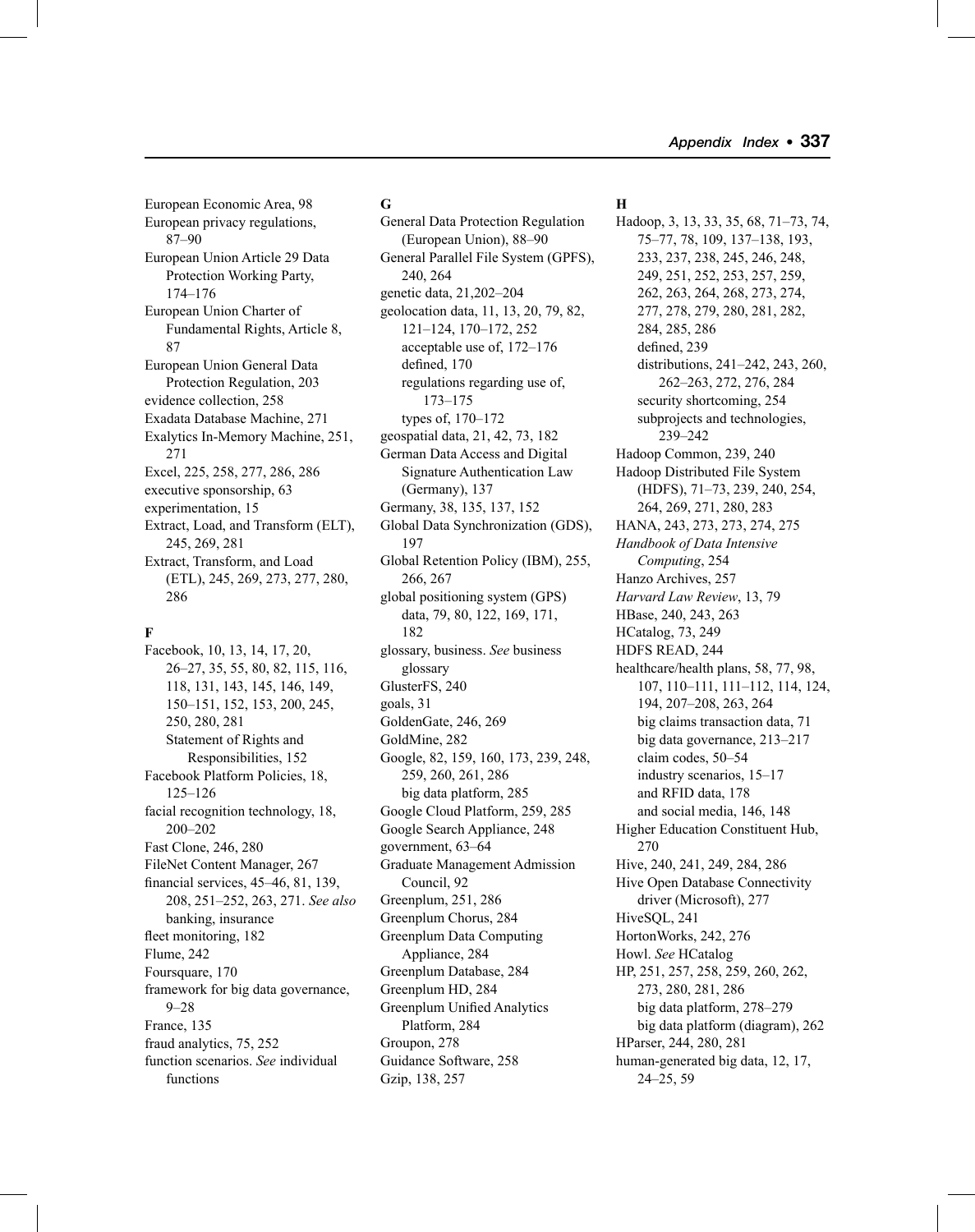European Economic Area, 98
European privacy regulations, 87–90
European Union Article 29 Data Protection Working Party, 174–176
European Union Charter of Fundamental Rights, Article 8, 87
European Union General Data Protection Regulation, 203
evidence collection, 258
Exadata Database Machine, 271
Exalytics In-Memory Machine, 251, 271
Excel, 225, 258, 277, 286, 286
executive sponsorship, 63
experimentation, 15
Extract, Load, and Transform (ELT), 245, 269, 281
Extract, Transform, and Load (ETL), 245, 269, 273, 277, 280, 286

**F**

Facebook, 10, 13, 14, 17, 20, 26–27, 35, 55, 80, 82, 115, 116, 118, 131, 143, 145, 146, 149, 150–151, 152, 153, 200, 245, 250, 280, 281
- Statement of Rights and Responsibilities, 152

Facebook Platform Policies, 18, 125–126
facial recognition technology, 18, 200–202
Fast Clone, 246, 280
FileNet Content Manager, 267
financial services, 45–46, 81, 139, 208, 251–252, 263, 271. *See also* banking, insurance
fleet monitoring, 182
Flume, 242
Foursquare, 170
framework for big data governance, 9–28
France, 135
fraud analytics, 75, 252
function scenarios. *See* individual functions

**G**

General Data Protection Regulation (European Union), 88–90
General Parallel File System (GPFS), 240, 264
genetic data, 21,202–204
geolocation data, 11, 13, 20, 79, 82, 121–124, 170–172, 252
- acceptable use of, 172–176
- defined, 170
- regulations regarding use of, 173–175
- types of, 170–172

geospatial data, 21, 42, 73, 182
German Data Access and Digital Signature Authentication Law (Germany), 137
Germany, 38, 135, 137, 152
Global Data Synchronization (GDS), 197
Global Retention Policy (IBM), 255, 266, 267
global positioning system (GPS) data, 79, 80, 122, 169, 171, 182
glossary, business. *See* business glossary
GlusterFS, 240
goals, 31
GoldenGate, 246, 269
GoldMine, 282
Google, 82, 159, 160, 173, 239, 248, 259, 260, 261, 286
- big data platform, 285

Google Cloud Platform, 259, 285
Google Search Appliance, 248
government, 63–64
Graduate Management Admission Council, 92
Greenplum, 251, 286
Greenplum Chorus, 284
Greenplum Data Computing Appliance, 284
Greenplum Database, 284
Greenplum HD, 284
Greenplum Unified Analytics Platform, 284
Groupon, 278
Guidance Software, 258
Gzip, 138, 257

**H**

Hadoop, 3, 13, 33, 35, 68, 71–73, 74, 75–77, 78, 109, 137–138, 193, 233, 237, 238, 245, 246, 248, 249, 251, 252, 253, 257, 259, 262, 263, 264, 268, 273, 274, 277, 278, 279, 280, 281, 282, 284, 285, 286
- defined, 239
- distributions, 241–242, 243, 260, 262–263, 272, 276, 284
- security shortcoming, 254
- subprojects and technologies, 239–242

Hadoop Common, 239, 240
Hadoop Distributed File System (HDFS), 71–73, 239, 240, 254, 264, 269, 271, 280, 283
HANA, 243, 273, 273, 274, 275
*Handbook of Data Intensive Computing*, 254
Hanzo Archives, 257
*Harvard Law Review*, 13, 79
HBase, 240, 243, 263
HCatalog, 73, 249
HDFS READ, 244
healthcare/health plans, 58, 77, 98, 107, 110–111, 111–112, 114, 124, 194, 207–208, 263, 264
- big claims transaction data, 71
- big data governance, 213–217
- claim codes, 50–54
- industry scenarios, 15–17
- and RFID data, 178
- and social media, 146, 148

Higher Education Constituent Hub, 270
Hive, 240, 241, 249, 284, 286
Hive Open Database Connectivity driver (Microsoft), 277
HiveSQL, 241
HortonWorks, 242, 276
Howl. *See* HCatalog
HP, 251, 257, 258, 259, 260, 262, 273, 280, 281, 286
- big data platform, 278–279
- big data platform (diagram), 262

HParser, 244, 280, 281
human-generated big data, 12, 17, 24–25, 59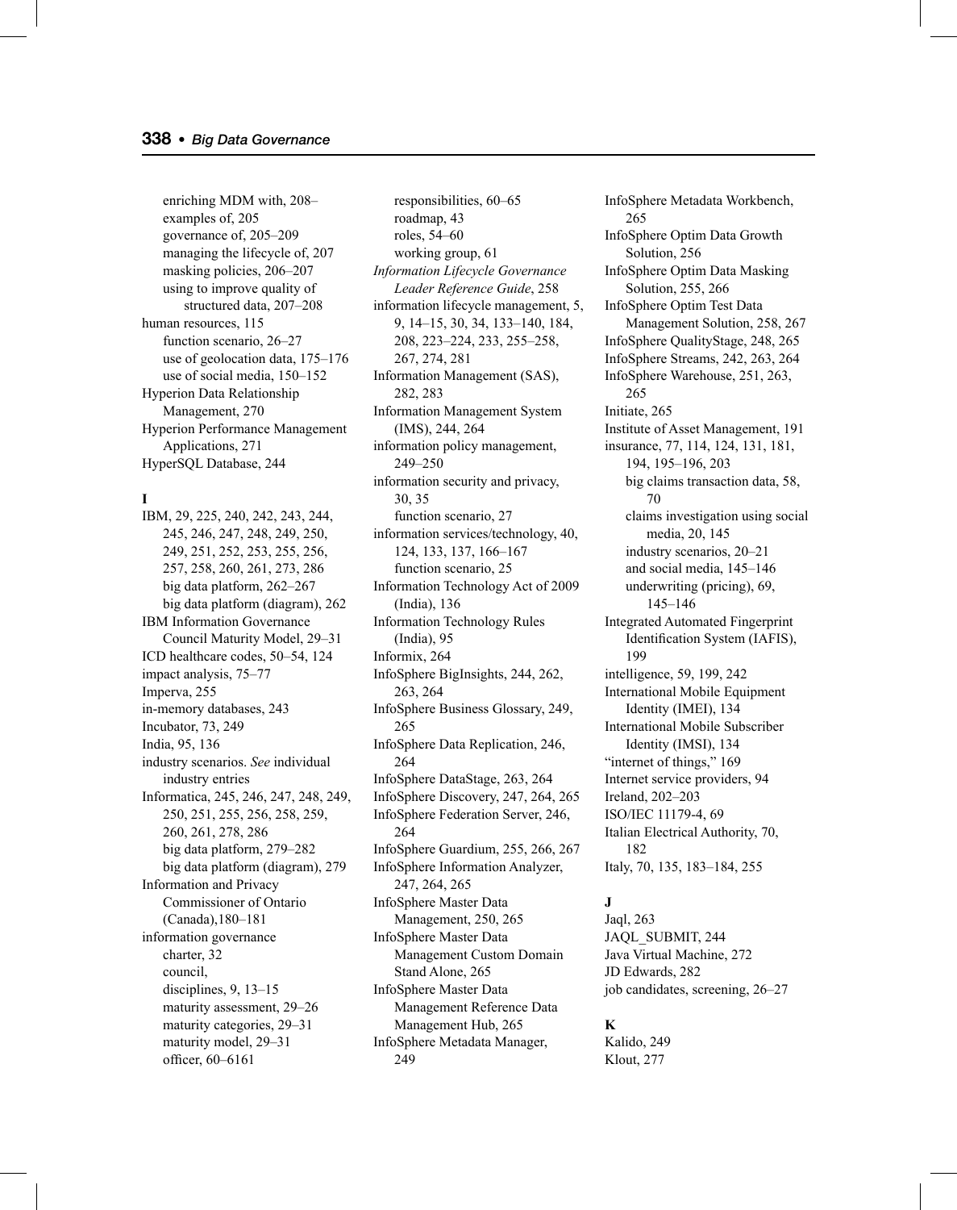enriching MDM with, 208–
examples of, 205
governance of, 205–209
managing the lifecycle of, 207
masking policies, 206–207
using to improve quality of structured data, 207–208

human resources, 115
- function scenario, 26–27
- use of geolocation data, 175–176
- use of social media, 150–152

Hyperion Data Relationship Management, 270
Hyperion Performance Management Applications, 271
HyperSQL Database, 244

**I**

IBM, 29, 225, 240, 242, 243, 244, 245, 246, 247, 248, 249, 250, 249, 251, 252, 253, 255, 256, 257, 258, 260, 261, 273, 286
- big data platform, 262–267
- big data platform (diagram), 262

IBM Information Governance Council Maturity Model, 29–31
ICD healthcare codes, 50–54, 124
impact analysis, 75–77
Imperva, 255
in-memory databases, 243
Incubator, 73, 249
India, 95, 136
industry scenarios. *See* individual industry entries
Informatica, 245, 246, 247, 248, 249, 250, 251, 255, 256, 258, 259, 260, 261, 278, 286
- big data platform, 279–282
- big data platform (diagram), 279

Information and Privacy Commissioner of Ontario (Canada),180–181
information governance
- charter, 32
- council,
- disciplines, 9, 13–15
- maturity assessment, 29–26
- maturity categories, 29–31
- maturity model, 29–31
- officer, 60–6161
- responsibilities, 60–65
- roadmap, 43
- roles, 54–60
- working group, 61

*Information Lifecycle Governance Leader Reference Guide*, 258
information lifecycle management, 5, 9, 14–15, 30, 34, 133–140, 184, 208, 223–224, 233, 255–258, 267, 274, 281
Information Management (SAS), 282, 283
Information Management System (IMS), 244, 264
information policy management, 249–250
information security and privacy, 30, 35
- function scenario, 27

information services/technology, 40, 124, 133, 137, 166–167
- function scenario, 25

Information Technology Act of 2009 (India), 136
Information Technology Rules (India), 95
Informix, 264
InfoSphere BigInsights, 244, 262, 263, 264
InfoSphere Business Glossary, 249, 265
InfoSphere Data Replication, 246, 264
InfoSphere DataStage, 263, 264
InfoSphere Discovery, 247, 264, 265
InfoSphere Federation Server, 246, 264
InfoSphere Guardium, 255, 266, 267
InfoSphere Information Analyzer, 247, 264, 265
InfoSphere Master Data Management, 250, 265
InfoSphere Master Data Management Custom Domain Stand Alone, 265
InfoSphere Master Data Management Reference Data Management Hub, 265
InfoSphere Metadata Manager, 249
InfoSphere Metadata Workbench, 265
InfoSphere Optim Data Growth Solution, 256
InfoSphere Optim Data Masking Solution, 255, 266
InfoSphere Optim Test Data Management Solution, 258, 267
InfoSphere QualityStage, 248, 265
InfoSphere Streams, 242, 263, 264
InfoSphere Warehouse, 251, 263, 265
Initiate, 265
Institute of Asset Management, 191
insurance, 77, 114, 124, 131, 181, 194, 195–196, 203
- big claims transaction data, 58, 70
- claims investigation using social media, 20, 145
- industry scenarios, 20–21
- and social media, 145–146
- underwriting (pricing), 69, 145–146

Integrated Automated Fingerprint Identification System (IAFIS), 199
intelligence, 59, 199, 242
International Mobile Equipment Identity (IMEI), 134
International Mobile Subscriber Identity (IMSI), 134
"internet of things," 169
Internet service providers, 94
Ireland, 202–203
ISO/IEC 11179-4, 69
Italian Electrical Authority, 70, 182
Italy, 70, 135, 183–184, 255

**J**

Jaql, 263
JAQL_SUBMIT, 244
Java Virtual Machine, 272
JD Edwards, 282
job candidates, screening, 26–27

**K**

Kalido, 249
Klout, 277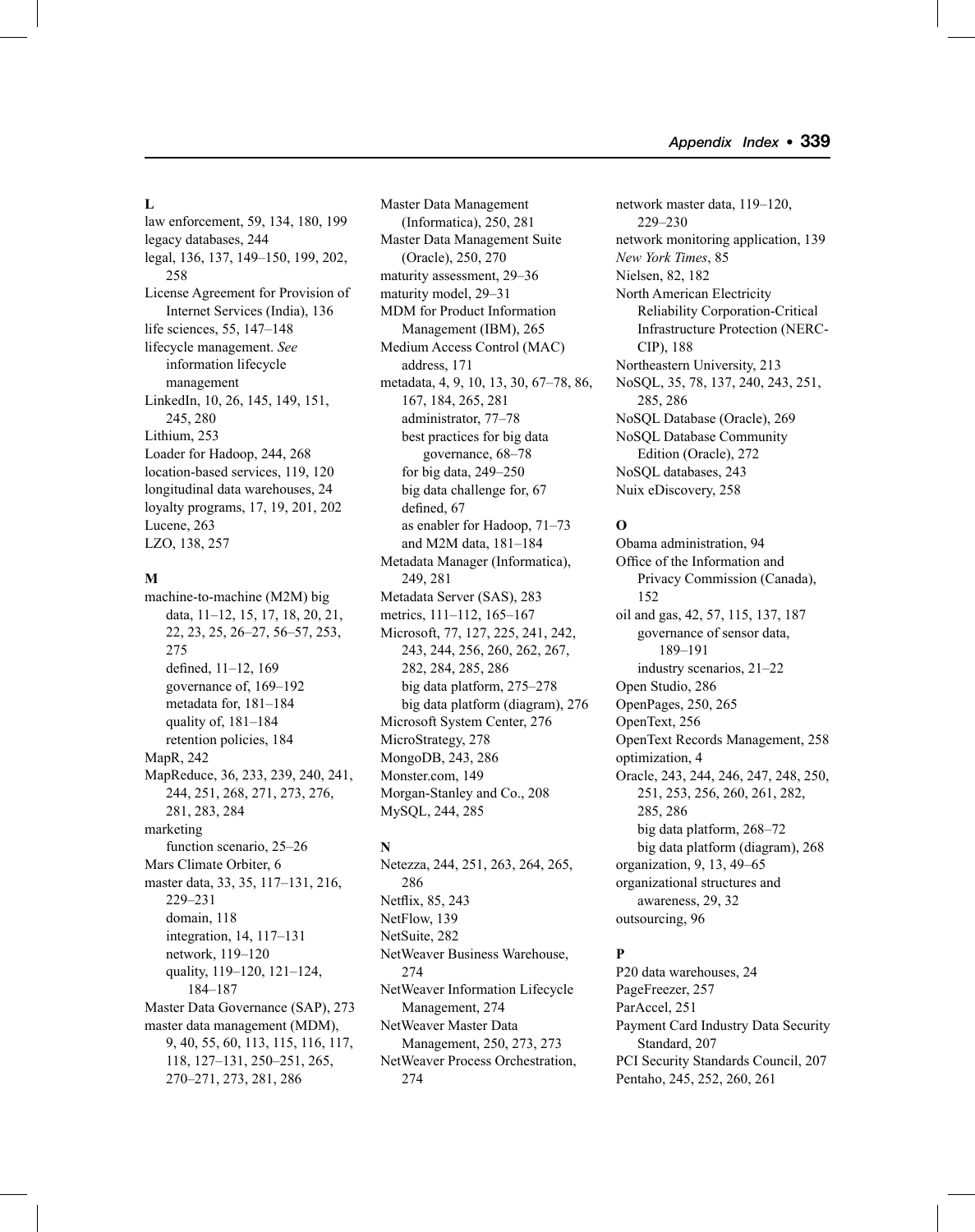## L

law enforcement, 59, 134, 180, 199
legacy databases, 244
legal, 136, 137, 149–150, 199, 202, 258
License Agreement for Provision of Internet Services (India), 136
life sciences, 55, 147–148
lifecycle management. *See* information lifecycle management
LinkedIn, 10, 26, 145, 149, 151, 245, 280
Lithium, 253
Loader for Hadoop, 244, 268
location-based services, 119, 120
longitudinal data warehouses, 24
loyalty programs, 17, 19, 201, 202
Lucene, 263
LZO, 138, 257

## M

machine-to-machine (M2M) big data, 11–12, 15, 17, 18, 20, 21, 22, 23, 25, 26–27, 56–57, 253, 275
- defined, 11–12, 169
- governance of, 169–192
- metadata for, 181–184
- quality of, 181–184
- retention policies, 184

MapR, 242
MapReduce, 36, 233, 239, 240, 241, 244, 251, 268, 271, 273, 276, 281, 283, 284
marketing
- function scenario, 25–26

Mars Climate Orbiter, 6
master data, 33, 35, 117–131, 216, 229–231
- domain, 118
- integration, 14, 117–131
- network, 119–120
- quality, 119–120, 121–124, 184–187

Master Data Governance (SAP), 273
master data management (MDM), 9, 40, 55, 60, 113, 115, 116, 117, 118, 127–131, 250–251, 265, 270–271, 273, 281, 286
Master Data Management (Informatica), 250, 281
Master Data Management Suite (Oracle), 250, 270
maturity assessment, 29–36
maturity model, 29–31
MDM for Product Information Management (IBM), 265
Medium Access Control (MAC) address, 171
metadata, 4, 9, 10, 13, 30, 67–78, 86, 167, 184, 265, 281
- administrator, 77–78
- best practices for big data governance, 68–78
- for big data, 249–250
- big data challenge for, 67
- defined, 67
- as enabler for Hadoop, 71–73
- and M2M data, 181–184

Metadata Manager (Informatica), 249, 281
Metadata Server (SAS), 283
metrics, 111–112, 165–167
Microsoft, 77, 127, 225, 241, 242, 243, 244, 256, 260, 262, 267, 282, 284, 285, 286
- big data platform, 275–278
- big data platform (diagram), 276

Microsoft System Center, 276
MicroStrategy, 278
MongoDB, 243, 286
Monster.com, 149
Morgan-Stanley and Co., 208
MySQL, 244, 285

## N

Netezza, 244, 251, 263, 264, 265, 286
Netflix, 85, 243
NetFlow, 139
NetSuite, 282
NetWeaver Business Warehouse, 274
NetWeaver Information Lifecycle Management, 274
NetWeaver Master Data Management, 250, 273, 273
NetWeaver Process Orchestration, 274
network master data, 119–120, 229–230
network monitoring application, 139
*New York Times*, 85
Nielsen, 82, 182
North American Electricity Reliability Corporation-Critical Infrastructure Protection (NERC-CIP), 188
Northeastern University, 213
NoSQL, 35, 78, 137, 240, 243, 251, 285, 286
NoSQL Database (Oracle), 269
NoSQL Database Community Edition (Oracle), 272
NoSQL databases, 243
Nuix eDiscovery, 258

## O

Obama administration, 94
Office of the Information and Privacy Commission (Canada), 152
oil and gas, 42, 57, 115, 137, 187
- governance of sensor data, 189–191
- industry scenarios, 21–22

Open Studio, 286
OpenPages, 250, 265
OpenText, 256
OpenText Records Management, 258
optimization, 4
Oracle, 243, 244, 246, 247, 248, 250, 251, 253, 256, 260, 261, 282, 285, 286
- big data platform, 268–72
- big data platform (diagram), 268

organization, 9, 13, 49–65
organizational structures and awareness, 29, 32
outsourcing, 96

## P

P20 data warehouses, 24
PageFreezer, 257
ParAccel, 251
Payment Card Industry Data Security Standard, 207
PCI Security Standards Council, 207
Pentaho, 245, 252, 260, 261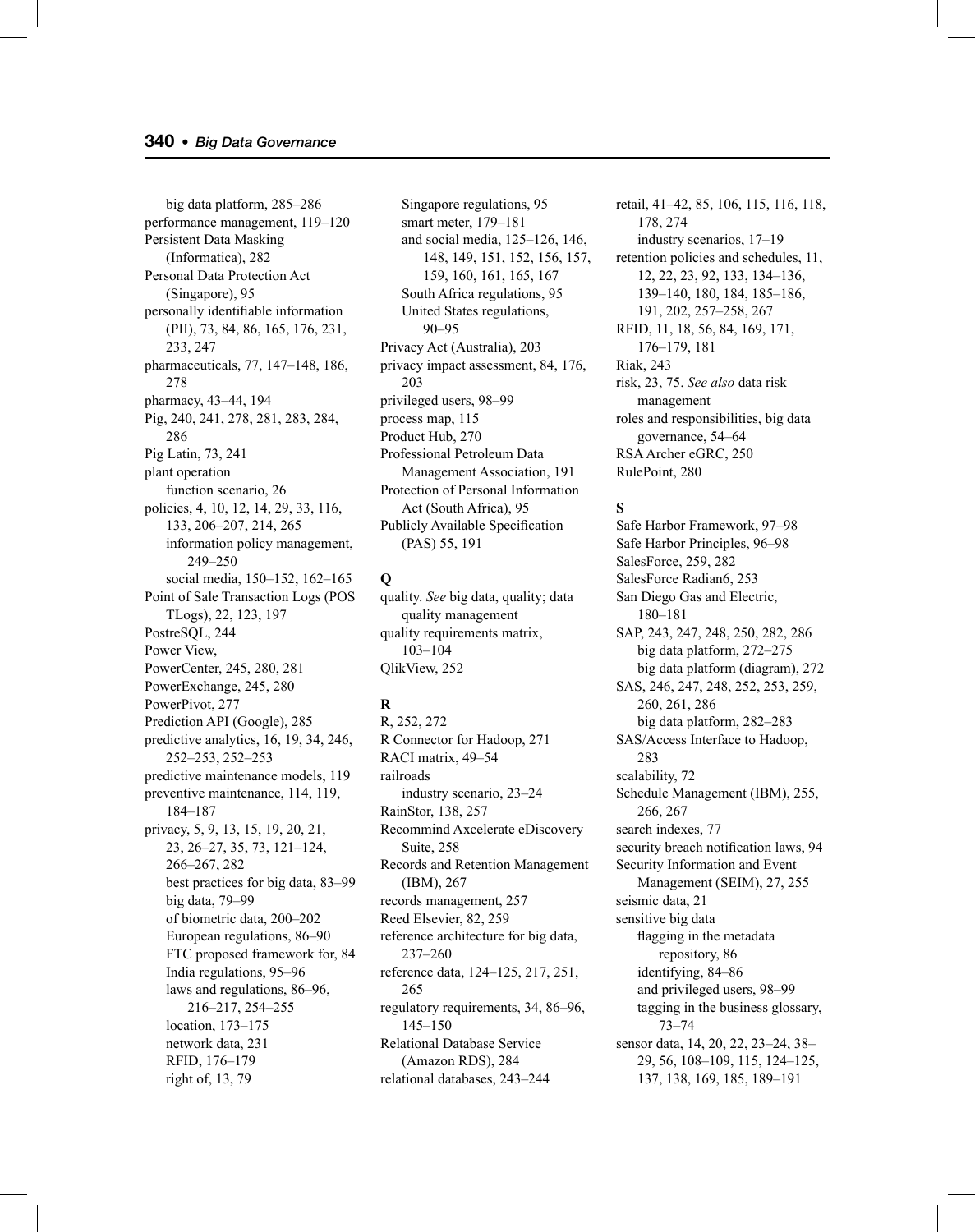big data platform, 285–286
performance management, 119–120
Persistent Data Masking (Informatica), 282
Personal Data Protection Act (Singapore), 95
personally identifiable information (PII), 73, 84, 86, 165, 176, 231, 233, 247
pharmaceuticals, 77, 147–148, 186, 278
pharmacy, 43–44, 194
Pig, 240, 241, 278, 281, 283, 284, 286
Pig Latin, 73, 241
plant operation
function scenario, 26
policies, 4, 10, 12, 14, 29, 33, 116, 133, 206–207, 214, 265
information policy management, 249–250
social media, 150–152, 162–165
Point of Sale Transaction Logs (POS TLogs), 22, 123, 197
PostreSQL, 244
Power View,
PowerCenter, 245, 280, 281
PowerExchange, 245, 280
PowerPivot, 277
Prediction API (Google), 285
predictive analytics, 16, 19, 34, 246, 252–253, 252–253
predictive maintenance models, 119
preventive maintenance, 114, 119, 184–187
privacy, 5, 9, 13, 15, 19, 20, 21, 23, 26–27, 35, 73, 121–124, 266–267, 282
best practices for big data, 83–99
big data, 79–99
of biometric data, 200–202
European regulations, 86–90
FTC proposed framework for, 84
India regulations, 95–96
laws and regulations, 86–96, 216–217, 254–255
location, 173–175
network data, 231
RFID, 176–179
right of, 13, 79
Singapore regulations, 95
smart meter, 179–181
and social media, 125–126, 146, 148, 149, 151, 152, 156, 157, 159, 160, 161, 165, 167
South Africa regulations, 95
United States regulations, 90–95
Privacy Act (Australia), 203
privacy impact assessment, 84, 176, 203
privileged users, 98–99
process map, 115
Product Hub, 270
Professional Petroleum Data Management Association, 191
Protection of Personal Information Act (South Africa), 95
Publicly Available Specification (PAS) 55, 191

**Q**

quality. *See* big data, quality; data quality management
quality requirements matrix, 103–104
QlikView, 252

**R**

R, 252, 272
R Connector for Hadoop, 271
RACI matrix, 49–54
railroads
industry scenario, 23–24
RainStor, 138, 257
Recommind Axcelerate eDiscovery Suite, 258
Records and Retention Management (IBM), 267
records management, 257
Reed Elsevier, 82, 259
reference architecture for big data, 237–260
reference data, 124–125, 217, 251, 265
regulatory requirements, 34, 86–96, 145–150
Relational Database Service (Amazon RDS), 284
relational databases, 243–244
retail, 41–42, 85, 106, 115, 116, 118, 178, 274
industry scenarios, 17–19
retention policies and schedules, 11, 12, 22, 23, 92, 133, 134–136, 139–140, 180, 184, 185–186, 191, 202, 257–258, 267
RFID, 11, 18, 56, 84, 169, 171, 176–179, 181
Riak, 243
risk, 23, 75. *See also* data risk management
roles and responsibilities, big data governance, 54–64
RSA Archer eGRC, 250
RulePoint, 280

**S**

Safe Harbor Framework, 97–98
Safe Harbor Principles, 96–98
SalesForce, 259, 282
SalesForce Radian6, 253
San Diego Gas and Electric, 180–181
SAP, 243, 247, 248, 250, 282, 286
big data platform, 272–275
big data platform (diagram), 272
SAS, 246, 247, 248, 252, 253, 259, 260, 261, 286
big data platform, 282–283
SAS/Access Interface to Hadoop, 283
scalability, 72
Schedule Management (IBM), 255, 266, 267
search indexes, 77
security breach notification laws, 94
Security Information and Event Management (SEIM), 27, 255
seismic data, 21
sensitive big data
flagging in the metadata repository, 86
identifying, 84–86
and privileged users, 98–99
tagging in the business glossary, 73–74
sensor data, 14, 20, 22, 23–24, 38–29, 56, 108–109, 115, 124–125, 137, 138, 169, 185, 189–191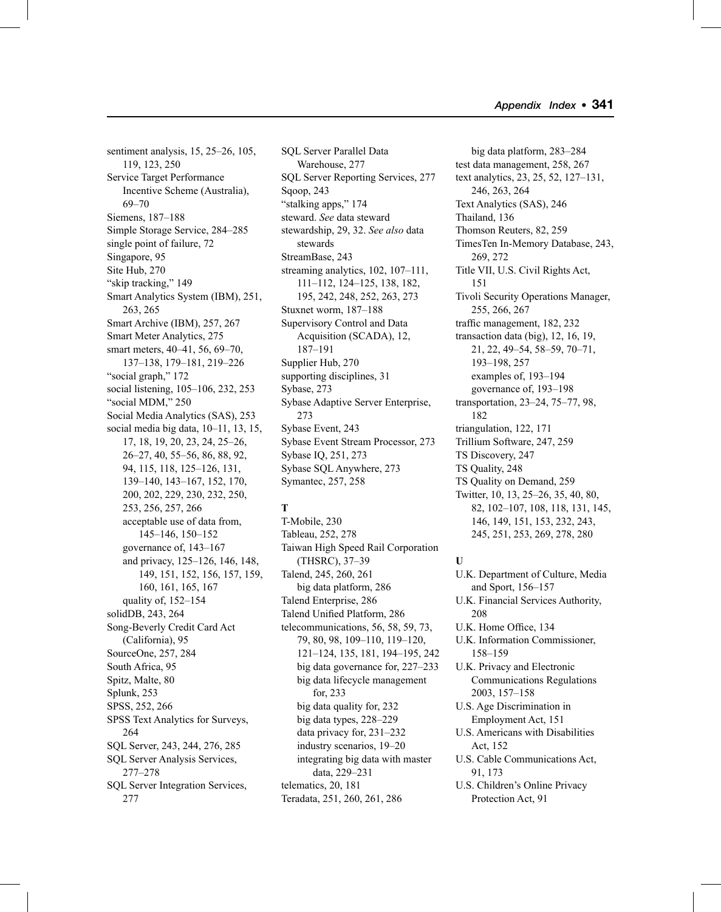sentiment analysis, 15, 25–26, 105, 119, 123, 250
Service Target Performance Incentive Scheme (Australia), 69–70
Siemens, 187–188
Simple Storage Service, 284–285
single point of failure, 72
Singapore, 95
Site Hub, 270
"skip tracking," 149
Smart Analytics System (IBM), 251, 263, 265
Smart Archive (IBM), 257, 267
Smart Meter Analytics, 275
smart meters, 40–41, 56, 69–70, 137–138, 179–181, 219–226
"social graph," 172
social listening, 105–106, 232, 253
"social MDM," 250
Social Media Analytics (SAS), 253
social media big data, 10–11, 13, 15, 17, 18, 19, 20, 23, 24, 25–26, 26–27, 40, 55–56, 86, 88, 92, 94, 115, 118, 125–126, 131, 139–140, 143–167, 152, 170, 200, 202, 229, 230, 232, 250, 253, 256, 257, 266
  acceptable use of data from, 145–146, 150–152
  governance of, 143–167
  and privacy, 125–126, 146, 148, 149, 151, 152, 156, 157, 159, 160, 161, 165, 167
  quality of, 152–154
solidDB, 243, 264
Song-Beverly Credit Card Act (California), 95
SourceOne, 257, 284
South Africa, 95
Spitz, Malte, 80
Splunk, 253
SPSS, 252, 266
SPSS Text Analytics for Surveys, 264
SQL Server, 243, 244, 276, 285
SQL Server Analysis Services, 277–278
SQL Server Integration Services, 277
SQL Server Parallel Data Warehouse, 277
SQL Server Reporting Services, 277
Sqoop, 243
"stalking apps," 174
steward. *See* data steward
stewardship, 29, 32. *See also* data stewards
StreamBase, 243
streaming analytics, 102, 107–111, 111–112, 124–125, 138, 182, 195, 242, 248, 252, 263, 273
Stuxnet worm, 187–188
Supervisory Control and Data Acquisition (SCADA), 12, 187–191
Supplier Hub, 270
supporting disciplines, 31
Sybase, 273
Sybase Adaptive Server Enterprise, 273
Sybase Event, 243
Sybase Event Stream Processor, 273
Sybase IQ, 251, 273
Sybase SQL Anywhere, 273
Symantec, 257, 258

**T**

T-Mobile, 230
Tableau, 252, 278
Taiwan High Speed Rail Corporation (THSRC), 37–39
Talend, 245, 260, 261
  big data platform, 286
Talend Enterprise, 286
Talend Unified Platform, 286
telecommunications, 56, 58, 59, 73, 79, 80, 98, 109–110, 119–120, 121–124, 135, 181, 194–195, 242
  big data governance for, 227–233
  big data lifecycle management for, 233
  big data quality for, 232
  big data types, 228–229
  data privacy for, 231–232
  industry scenarios, 19–20
  integrating big data with master data, 229–231
telematics, 20, 181
Teradata, 251, 260, 261, 286
  big data platform, 283–284
test data management, 258, 267
text analytics, 23, 25, 52, 127–131, 246, 263, 264
Text Analytics (SAS), 246
Thailand, 136
Thomson Reuters, 82, 259
TimesTen In-Memory Database, 243, 269, 272
Title VII, U.S. Civil Rights Act, 151
Tivoli Security Operations Manager, 255, 266, 267
traffic management, 182, 232
transaction data (big), 12, 16, 19, 21, 22, 49–54, 58–59, 70–71, 193–198, 257
  examples of, 193–194
  governance of, 193–198
transportation, 23–24, 75–77, 98, 182
triangulation, 122, 171
Trillium Software, 247, 259
TS Discovery, 247
TS Quality, 248
TS Quality on Demand, 259
Twitter, 10, 13, 25–26, 35, 40, 80, 82, 102–107, 108, 118, 131, 145, 146, 149, 151, 153, 232, 243, 245, 251, 253, 269, 278, 280

**U**

U.K. Department of Culture, Media and Sport, 156–157
U.K. Financial Services Authority, 208
U.K. Home Office, 134
U.K. Information Commissioner, 158–159
U.K. Privacy and Electronic Communications Regulations 2003, 157–158
U.S. Age Discrimination in Employment Act, 151
U.S. Americans with Disabilities Act, 152
U.S. Cable Communications Act, 91, 173
U.S. Children's Online Privacy Protection Act, 91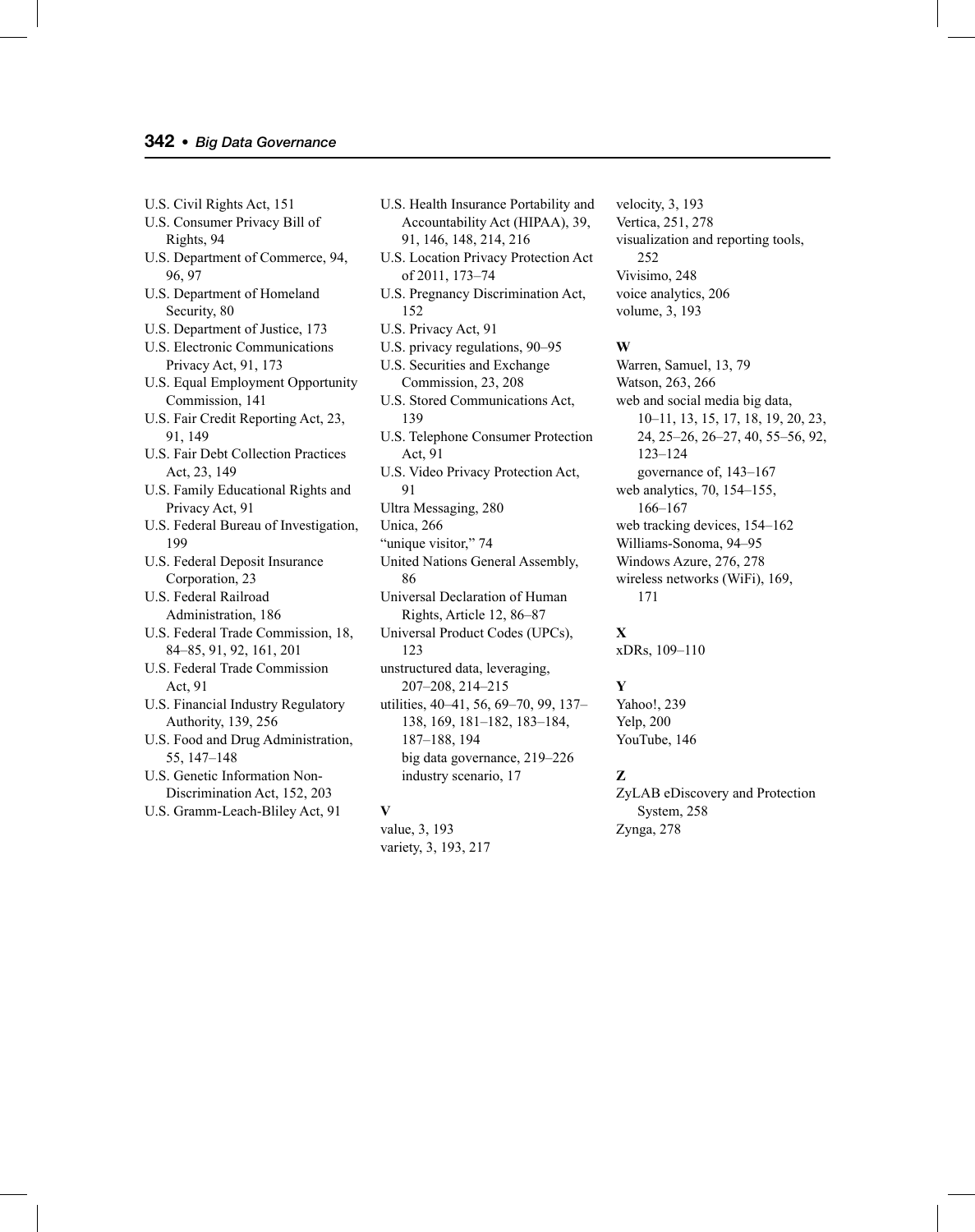U.S. Civil Rights Act, 151
U.S. Consumer Privacy Bill of Rights, 94
U.S. Department of Commerce, 94, 96, 97
U.S. Department of Homeland Security, 80
U.S. Department of Justice, 173
U.S. Electronic Communications Privacy Act, 91, 173
U.S. Equal Employment Opportunity Commission, 141
U.S. Fair Credit Reporting Act, 23, 91, 149
U.S. Fair Debt Collection Practices Act, 23, 149
U.S. Family Educational Rights and Privacy Act, 91
U.S. Federal Bureau of Investigation, 199
U.S. Federal Deposit Insurance Corporation, 23
U.S. Federal Railroad Administration, 186
U.S. Federal Trade Commission, 18, 84–85, 91, 92, 161, 201
U.S. Federal Trade Commission Act, 91
U.S. Financial Industry Regulatory Authority, 139, 256
U.S. Food and Drug Administration, 55, 147–148
U.S. Genetic Information Non-Discrimination Act, 152, 203
U.S. Gramm-Leach-Bliley Act, 91
U.S. Health Insurance Portability and Accountability Act (HIPAA), 39, 91, 146, 148, 214, 216
U.S. Location Privacy Protection Act of 2011, 173–74
U.S. Pregnancy Discrimination Act, 152
U.S. Privacy Act, 91
U.S. privacy regulations, 90–95
U.S. Securities and Exchange Commission, 23, 208
U.S. Stored Communications Act, 139
U.S. Telephone Consumer Protection Act, 91
U.S. Video Privacy Protection Act, 91
Ultra Messaging, 280
Unica, 266
"unique visitor," 74
United Nations General Assembly, 86
Universal Declaration of Human Rights, Article 12, 86–87
Universal Product Codes (UPCs), 123
unstructured data, leveraging, 207–208, 214–215
utilities, 40–41, 56, 69–70, 99, 137–138, 169, 181–182, 183–184, 187–188, 194
    big data governance, 219–226
    industry scenario, 17

**V**

value, 3, 193
variety, 3, 193, 217
velocity, 3, 193
Vertica, 251, 278
visualization and reporting tools, 252
Vivisimo, 248
voice analytics, 206
volume, 3, 193

**W**

Warren, Samuel, 13, 79
Watson, 263, 266
web and social media big data, 10–11, 13, 15, 17, 18, 19, 20, 23, 24, 25–26, 26–27, 40, 55–56, 92, 123–124
    governance of, 143–167
web analytics, 70, 154–155, 166–167
web tracking devices, 154–162
Williams-Sonoma, 94–95
Windows Azure, 276, 278
wireless networks (WiFi), 169, 171

**X**

xDRs, 109–110

**Y**

Yahoo!, 239
Yelp, 200
YouTube, 146

**Z**

ZyLAB eDiscovery and Protection System, 258
Zynga, 278